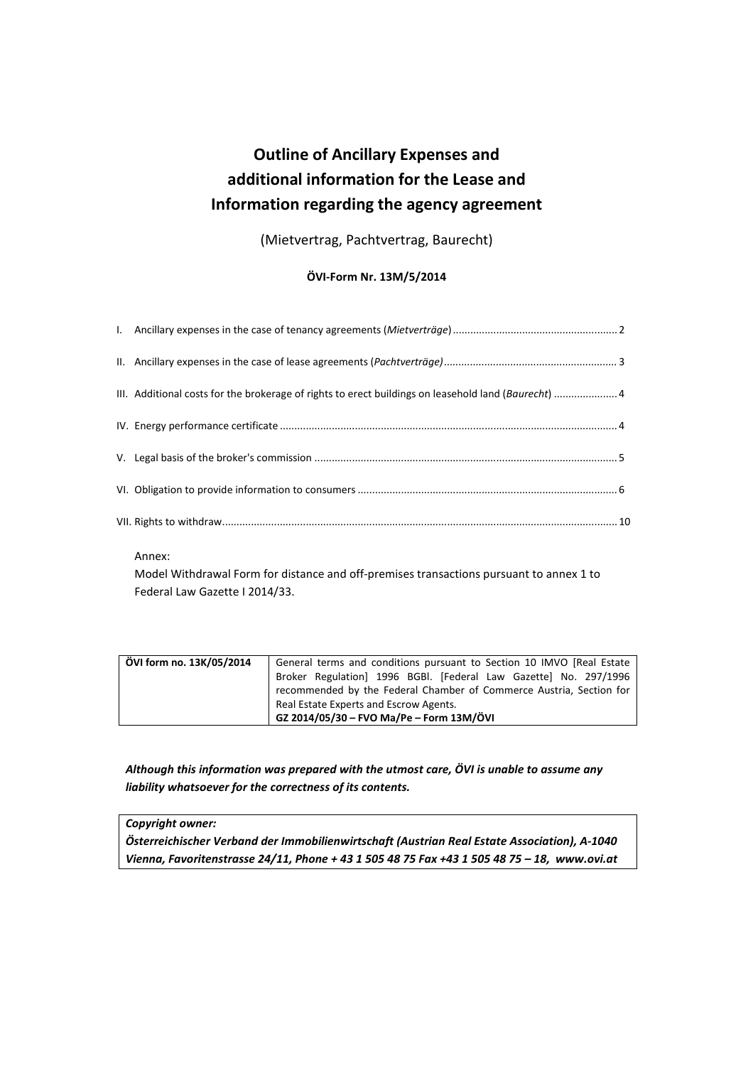# Outline of Ancillary Expenses and additional information for the Lease and Information regarding the agency agreement

(Mietvertrag, Pachtvertrag, Baurecht)

**ÖVI-Form Nr. 13M/5/2014**

I. Ancillary expenses in the case of tenancy agreements (*Mietverträge*) ........................................................ 2

II. Ancillary expenses in the case of lease agreements (*Pachtverträge)* ........................................................... 3

III. Additional costs for the brokerage of rights to erect buildings on leasehold land (*Baurecht*) ...................... 4

IV. Energy performance certificate ................................................................................................................... 4

V. Legal basis of the broker's commission ....................................................................................................... 5

VI. Obligation to provide information to consumers ......................................................................................... 6

VII. Rights to withdraw....................................................................................................................................... 10

Annex:
Model Withdrawal Form for distance and off-premises transactions pursuant to annex 1 to Federal Law Gazette I 2014/33.

| ÖVI form no. 13K/05/2014 | General terms and conditions pursuant to Section 10 IMVO [Real Estate Broker Regulation] 1996 BGBl. [Federal Law Gazette] No. 297/1996 recommended by the Federal Chamber of Commerce Austria, Section for Real Estate Experts and Escrow Agents.<br>**GZ 2014/05/30 – FVO Ma/Pe – Form 13M/ÖVI** |
|---|---|

***Although this information was prepared with the utmost care, ÖVI is unable to assume any liability whatsoever for the correctness of its contents.***

| ***Copyright owner:*** |
|---|
| ***Österreichischer Verband der Immobilienwirtschaft (Austrian Real Estate Association), A-1040 Vienna, Favoritenstrasse 24/11, Phone + 43 1 505 48 75 Fax +43 1 505 48 75 – 18, www.ovi.at*** |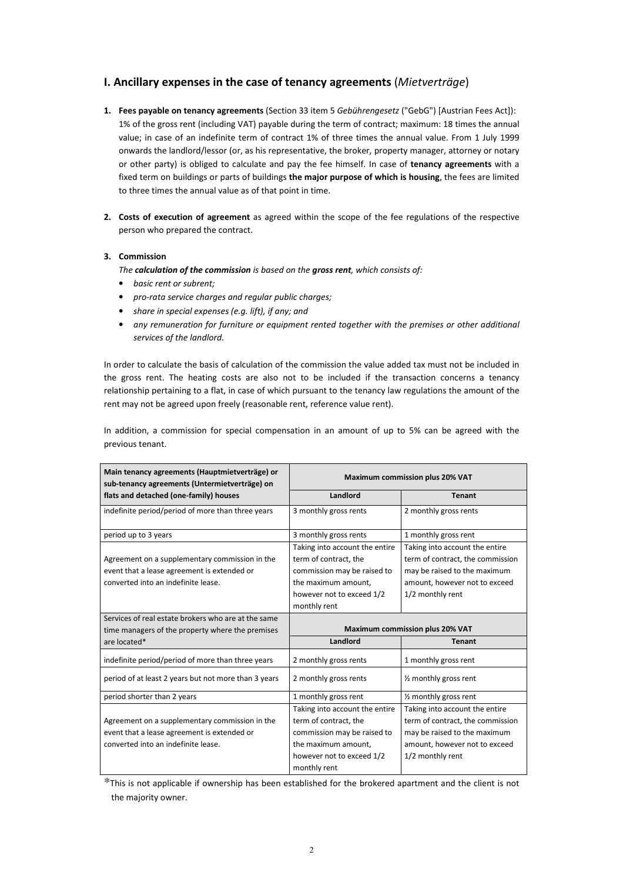## I. Ancillary expenses in the case of tenancy agreements (*Mietverträge*)

1. **Fees payable on tenancy agreements** (Section 33 item 5 *Gebührengesetz* ("GebG") [Austrian Fees Act]): 1% of the gross rent (including VAT) payable during the term of contract; maximum: 18 times the annual value; in case of an indefinite term of contract 1% of three times the annual value. From 1 July 1999 onwards the landlord/lessor (or, as his representative, the broker, property manager, attorney or notary or other party) is obliged to calculate and pay the fee himself. In case of **tenancy agreements** with a fixed term on buildings or parts of buildings **the major purpose of which is housing**, the fees are limited to three times the annual value as of that point in time.

2. **Costs of execution of agreement** as agreed within the scope of the fee regulations of the respective person who prepared the contract.

3. **Commission**

   *The **calculation of the commission** is based on the **gross rent**, which consists of:*

   - *basic rent or subrent;*
   - *pro-rata service charges and regular public charges;*
   - *share in special expenses (e.g. lift), if any; and*
   - *any remuneration for furniture or equipment rented together with the premises or other additional services of the landlord.*

In order to calculate the basis of calculation of the commission the value added tax must not be included in the gross rent. The heating costs are also not to be included if the transaction concerns a tenancy relationship pertaining to a flat, in case of which pursuant to the tenancy law regulations the amount of the rent may not be agreed upon freely (reasonable rent, reference value rent).

In addition, a commission for special compensation in an amount of up to 5% can be agreed with the previous tenant.

| Main tenancy agreements (Hauptmietverträge) or sub-tenancy agreements (Untermietverträge) on flats and detached (one-family) houses | Maximum commission plus 20% VAT | |
|---|---|---|
| | **Landlord** | **Tenant** |
| indefinite period/period of more than three years | 3 monthly gross rents | 2 monthly gross rents |
| period up to 3 years | 3 monthly gross rents | 1 monthly gross rent |
| Agreement on a supplementary commission in the event that a lease agreement is extended or converted into an indefinite lease. | Taking into account the entire term of contract, the commission may be raised to the maximum amount, however not to exceed 1/2 monthly rent | Taking into account the entire term of contract, the commission may be raised to the maximum amount, however not to exceed 1/2 monthly rent |
| **Services of real estate brokers who are at the same time managers of the property where the premises are located*** | **Maximum commission plus 20% VAT** | |
| | **Landlord** | **Tenant** |
| indefinite period/period of more than three years | 2 monthly gross rents | 1 monthly gross rent |
| period of at least 2 years but not more than 3 years | 2 monthly gross rents | ½ monthly gross rent |
| period shorter than 2 years | 1 monthly gross rent | ½ monthly gross rent |
| Agreement on a supplementary commission in the event that a lease agreement is extended or converted into an indefinite lease. | Taking into account the entire term of contract, the commission may be raised to the maximum amount, however not to exceed 1/2 monthly rent | Taking into account the entire term of contract, the commission may be raised to the maximum amount, however not to exceed 1/2 monthly rent |

*This is not applicable if ownership has been established for the brokered apartment and the client is not the majority owner.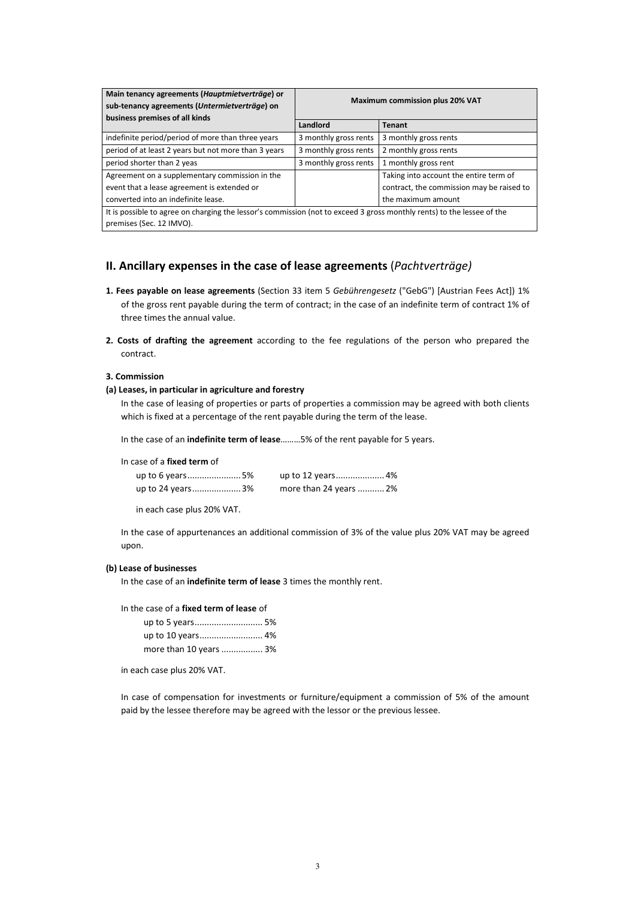| **Main tenancy agreements (*Hauptmietverträge*) or sub-tenancy agreements (*Untermietverträge*) on business premises of all kinds** | **Maximum commission plus 20% VAT** | |
|---|---|---|
| | **Landlord** | **Tenant** |
| indefinite period/period of more than three years | 3 monthly gross rents | 3 monthly gross rents |
| period of at least 2 years but not more than 3 years | 3 monthly gross rents | 2 monthly gross rents |
| period shorter than 2 yeas | 3 monthly gross rents | 1 monthly gross rent |
| Agreement on a supplementary commission in the event that a lease agreement is extended or converted into an indefinite lease. | | Taking into account the entire term of contract, the commission may be raised to the maximum amount |
| It is possible to agree on charging the lessor's commission (not to exceed 3 gross monthly rents) to the lessee of the premises (Sec. 12 IMVO). | | |

## II. Ancillary expenses in the case of lease agreements (*Pachtverträge)*

1. **Fees payable on lease agreements** (Section 33 item 5 *Gebührengesetz* ("GebG") [Austrian Fees Act]) 1% of the gross rent payable during the term of contract; in the case of an indefinite term of contract 1% of three times the annual value.

2. **Costs of drafting the agreement** according to the fee regulations of the person who prepared the contract.

**3. Commission**

**(a) Leases, in particular in agriculture and forestry**

In the case of leasing of properties or parts of properties a commission may be agreed with both clients which is fixed at a percentage of the rent payable during the term of the lease.

In the case of an **indefinite term of lease**………5% of the rent payable for 5 years.

In case of a **fixed term** of

up to 6 years......................5%  up to 12 years....................4%
up to 24 years....................3%  more than 24 years ...........2%

in each case plus 20% VAT.

In the case of appurtenances an additional commission of 3% of the value plus 20% VAT may be agreed upon.

**(b) Lease of businesses**

In the case of an **indefinite term of lease** 3 times the monthly rent.

In the case of a **fixed term of lease** of

up to 5 years............................ 5%
up to 10 years.......................... 4%
more than 10 years ................. 3%

in each case plus 20% VAT.

In case of compensation for investments or furniture/equipment a commission of 5% of the amount paid by the lessee therefore may be agreed with the lessor or the previous lessee.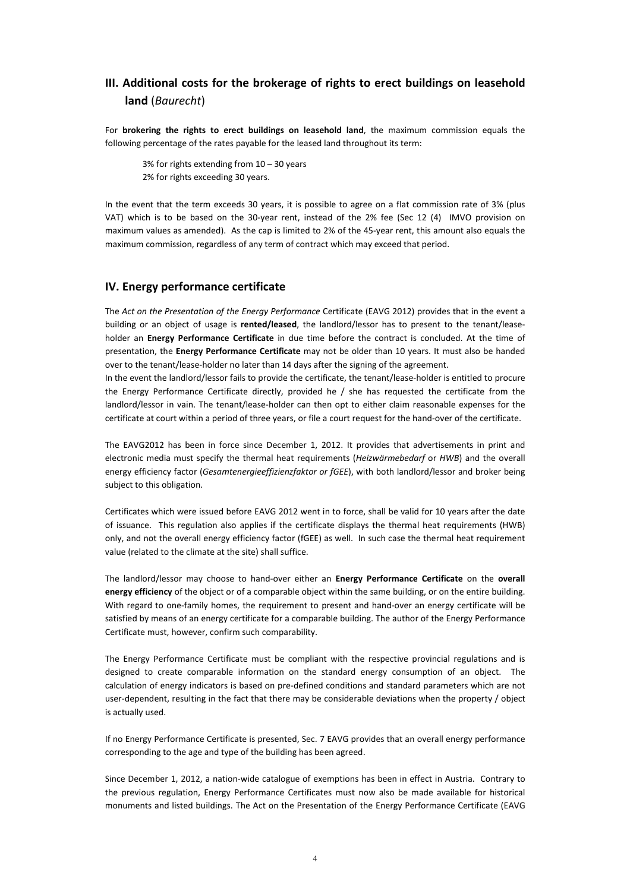## III. Additional costs for the brokerage of rights to erect buildings on leasehold land (*Baurecht*)

For **brokering the rights to erect buildings on leasehold land**, the maximum commission equals the following percentage of the rates payable for the leased land throughout its term:

3% for rights extending from 10 – 30 years
2% for rights exceeding 30 years.

In the event that the term exceeds 30 years, it is possible to agree on a flat commission rate of 3% (plus VAT) which is to be based on the 30-year rent, instead of the 2% fee (Sec 12 (4) IMVO provision on maximum values as amended). As the cap is limited to 2% of the 45-year rent, this amount also equals the maximum commission, regardless of any term of contract which may exceed that period.

## IV. Energy performance certificate

The *Act on the Presentation of the Energy Performance* Certificate (EAVG 2012) provides that in the event a building or an object of usage is **rented/leased**, the landlord/lessor has to present to the tenant/lease-holder an **Energy Performance Certificate** in due time before the contract is concluded. At the time of presentation, the **Energy Performance Certificate** may not be older than 10 years. It must also be handed over to the tenant/lease-holder no later than 14 days after the signing of the agreement.
In the event the landlord/lessor fails to provide the certificate, the tenant/lease-holder is entitled to procure the Energy Performance Certificate directly, provided he / she has requested the certificate from the landlord/lessor in vain. The tenant/lease-holder can then opt to either claim reasonable expenses for the certificate at court within a period of three years, or file a court request for the hand-over of the certificate.

The EAVG2012 has been in force since December 1, 2012. It provides that advertisements in print and electronic media must specify the thermal heat requirements (*Heizwärmebedarf* or *HWB*) and the overall energy efficiency factor (*Gesamtenergieeffizienzfaktor or fGEE*), with both landlord/lessor and broker being subject to this obligation.

Certificates which were issued before EAVG 2012 went in to force, shall be valid for 10 years after the date of issuance. This regulation also applies if the certificate displays the thermal heat requirements (HWB) only, and not the overall energy efficiency factor (fGEE) as well. In such case the thermal heat requirement value (related to the climate at the site) shall suffice.

The landlord/lessor may choose to hand-over either an **Energy Performance Certificate** on the **overall energy efficiency** of the object or of a comparable object within the same building, or on the entire building. With regard to one-family homes, the requirement to present and hand-over an energy certificate will be satisfied by means of an energy certificate for a comparable building. The author of the Energy Performance Certificate must, however, confirm such comparability.

The Energy Performance Certificate must be compliant with the respective provincial regulations and is designed to create comparable information on the standard energy consumption of an object. The calculation of energy indicators is based on pre-defined conditions and standard parameters which are not user-dependent, resulting in the fact that there may be considerable deviations when the property / object is actually used.

If no Energy Performance Certificate is presented, Sec. 7 EAVG provides that an overall energy performance corresponding to the age and type of the building has been agreed.

Since December 1, 2012, a nation-wide catalogue of exemptions has been in effect in Austria. Contrary to the previous regulation, Energy Performance Certificates must now also be made available for historical monuments and listed buildings. The Act on the Presentation of the Energy Performance Certificate (EAVG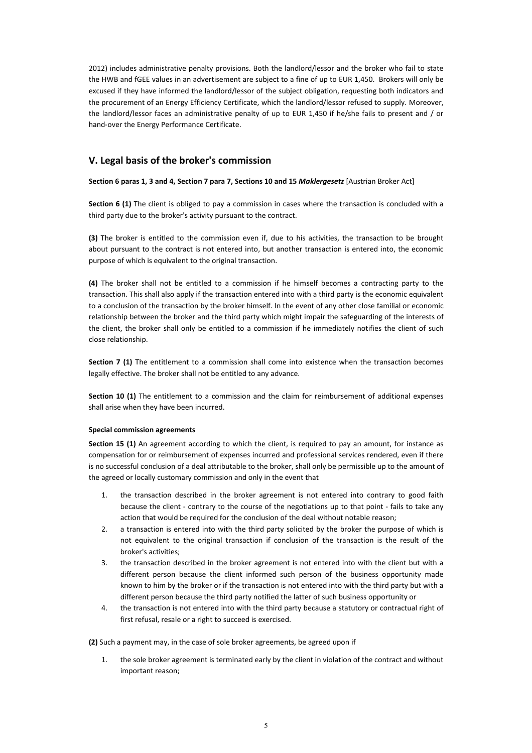2012) includes administrative penalty provisions. Both the landlord/lessor and the broker who fail to state the HWB and fGEE values in an advertisement are subject to a fine of up to EUR 1,450. Brokers will only be excused if they have informed the landlord/lessor of the subject obligation, requesting both indicators and the procurement of an Energy Efficiency Certificate, which the landlord/lessor refused to supply. Moreover, the landlord/lessor faces an administrative penalty of up to EUR 1,450 if he/she fails to present and / or hand-over the Energy Performance Certificate.

## V. Legal basis of the broker's commission

**Section 6 paras 1, 3 and 4, Section 7 para 7, Sections 10 and 15 *Maklergesetz*** [Austrian Broker Act]

**Section 6 (1)** The client is obliged to pay a commission in cases where the transaction is concluded with a third party due to the broker's activity pursuant to the contract.

**(3)** The broker is entitled to the commission even if, due to his activities, the transaction to be brought about pursuant to the contract is not entered into, but another transaction is entered into, the economic purpose of which is equivalent to the original transaction.

**(4)** The broker shall not be entitled to a commission if he himself becomes a contracting party to the transaction. This shall also apply if the transaction entered into with a third party is the economic equivalent to a conclusion of the transaction by the broker himself. In the event of any other close familial or economic relationship between the broker and the third party which might impair the safeguarding of the interests of the client, the broker shall only be entitled to a commission if he immediately notifies the client of such close relationship.

**Section 7 (1)** The entitlement to a commission shall come into existence when the transaction becomes legally effective. The broker shall not be entitled to any advance.

**Section 10 (1)** The entitlement to a commission and the claim for reimbursement of additional expenses shall arise when they have been incurred.

**Special commission agreements**

**Section 15 (1)** An agreement according to which the client, is required to pay an amount, for instance as compensation for or reimbursement of expenses incurred and professional services rendered, even if there is no successful conclusion of a deal attributable to the broker, shall only be permissible up to the amount of the agreed or locally customary commission and only in the event that

1. the transaction described in the broker agreement is not entered into contrary to good faith because the client - contrary to the course of the negotiations up to that point - fails to take any action that would be required for the conclusion of the deal without notable reason;
2. a transaction is entered into with the third party solicited by the broker the purpose of which is not equivalent to the original transaction if conclusion of the transaction is the result of the broker's activities;
3. the transaction described in the broker agreement is not entered into with the client but with a different person because the client informed such person of the business opportunity made known to him by the broker or if the transaction is not entered into with the third party but with a different person because the third party notified the latter of such business opportunity or
4. the transaction is not entered into with the third party because a statutory or contractual right of first refusal, resale or a right to succeed is exercised.

**(2)** Such a payment may, in the case of sole broker agreements, be agreed upon if

1. the sole broker agreement is terminated early by the client in violation of the contract and without important reason;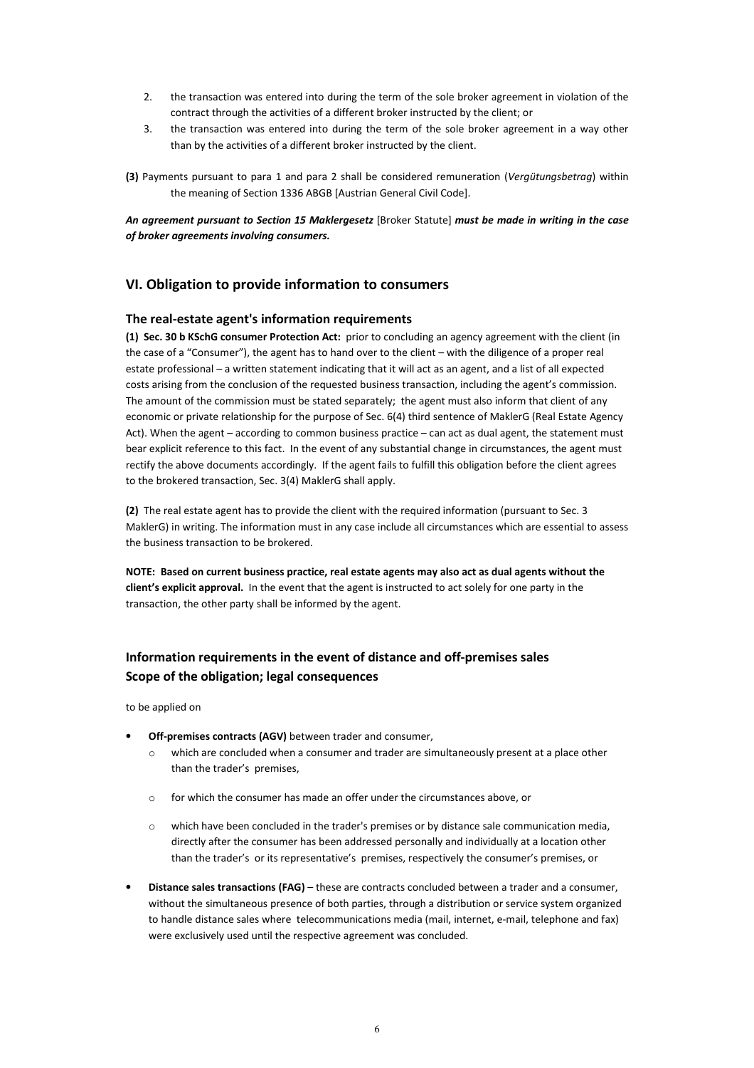2. the transaction was entered into during the term of the sole broker agreement in violation of the contract through the activities of a different broker instructed by the client; or
3. the transaction was entered into during the term of the sole broker agreement in a way other than by the activities of a different broker instructed by the client.

**(3)** Payments pursuant to para 1 and para 2 shall be considered remuneration (*Vergütungsbetrag*) within the meaning of Section 1336 ABGB [Austrian General Civil Code].

***An agreement pursuant to Section 15 Maklergesetz*** [Broker Statute] ***must be made in writing in the case of broker agreements involving consumers.***

## VI. Obligation to provide information to consumers

### The real-estate agent's information requirements

**(1) Sec. 30 b KSchG consumer Protection Act:** prior to concluding an agency agreement with the client (in the case of a "Consumer"), the agent has to hand over to the client – with the diligence of a proper real estate professional – a written statement indicating that it will act as an agent, and a list of all expected costs arising from the conclusion of the requested business transaction, including the agent's commission. The amount of the commission must be stated separately; the agent must also inform that client of any economic or private relationship for the purpose of Sec. 6(4) third sentence of MaklerG (Real Estate Agency Act). When the agent – according to common business practice – can act as dual agent, the statement must bear explicit reference to this fact. In the event of any substantial change in circumstances, the agent must rectify the above documents accordingly. If the agent fails to fulfill this obligation before the client agrees to the brokered transaction, Sec. 3(4) MaklerG shall apply.

**(2)** The real estate agent has to provide the client with the required information (pursuant to Sec. 3 MaklerG) in writing. The information must in any case include all circumstances which are essential to assess the business transaction to be brokered.

**NOTE: Based on current business practice, real estate agents may also act as dual agents without the client's explicit approval.** In the event that the agent is instructed to act solely for one party in the transaction, the other party shall be informed by the agent.

### Information requirements in the event of distance and off-premises sales Scope of the obligation; legal consequences

to be applied on

- **Off-premises contracts (AGV)** between trader and consumer,
  - which are concluded when a consumer and trader are simultaneously present at a place other than the trader's premises,
  - for which the consumer has made an offer under the circumstances above, or
  - which have been concluded in the trader's premises or by distance sale communication media, directly after the consumer has been addressed personally and individually at a location other than the trader's or its representative's premises, respectively the consumer's premises, or
- **Distance sales transactions (FAG)** – these are contracts concluded between a trader and a consumer, without the simultaneous presence of both parties, through a distribution or service system organized to handle distance sales where telecommunications media (mail, internet, e-mail, telephone and fax) were exclusively used until the respective agreement was concluded.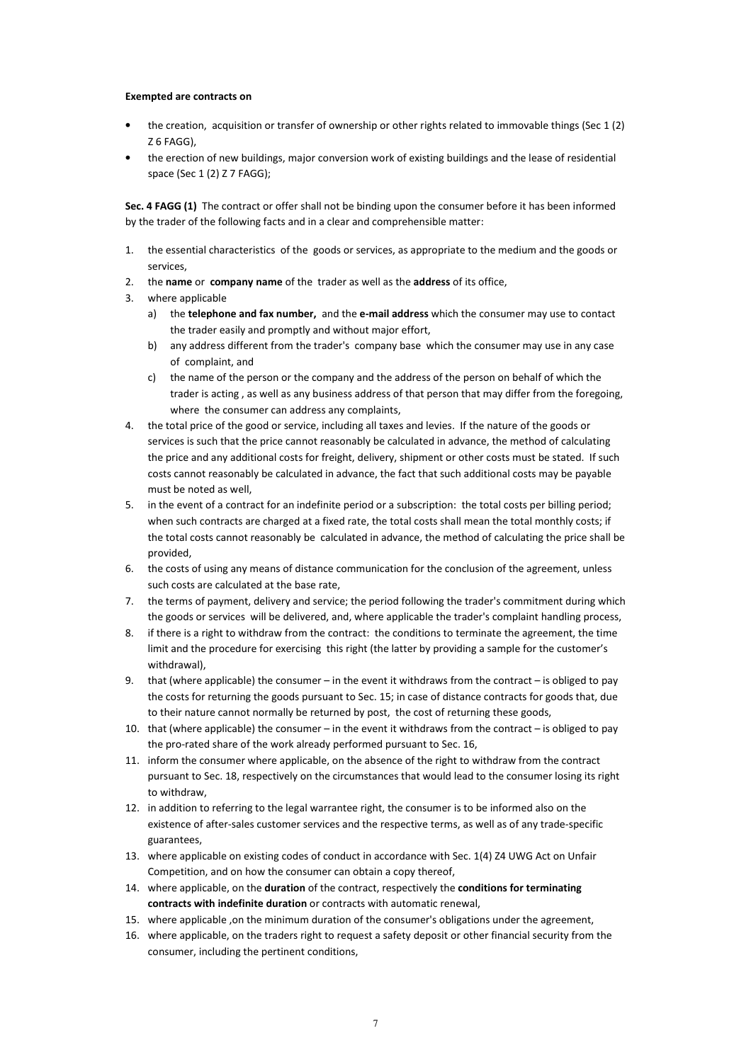**Exempted are contracts on**

- the creation, acquisition or transfer of ownership or other rights related to immovable things (Sec 1 (2) Z 6 FAGG),
- the erection of new buildings, major conversion work of existing buildings and the lease of residential space (Sec 1 (2) Z 7 FAGG);

**Sec. 4 FAGG (1)** The contract or offer shall not be binding upon the consumer before it has been informed by the trader of the following facts and in a clear and comprehensible matter:

1. the essential characteristics of the goods or services, as appropriate to the medium and the goods or services,
2. the **name** or **company name** of the trader as well as the **address** of its office,
3. where applicable
   a) the **telephone and fax number,** and the **e-mail address** which the consumer may use to contact the trader easily and promptly and without major effort,
   b) any address different from the trader's company base which the consumer may use in any case of complaint, and
   c) the name of the person or the company and the address of the person on behalf of which the trader is acting , as well as any business address of that person that may differ from the foregoing, where the consumer can address any complaints,
4. the total price of the good or service, including all taxes and levies. If the nature of the goods or services is such that the price cannot reasonably be calculated in advance, the method of calculating the price and any additional costs for freight, delivery, shipment or other costs must be stated. If such costs cannot reasonably be calculated in advance, the fact that such additional costs may be payable must be noted as well,
5. in the event of a contract for an indefinite period or a subscription: the total costs per billing period; when such contracts are charged at a fixed rate, the total costs shall mean the total monthly costs; if the total costs cannot reasonably be calculated in advance, the method of calculating the price shall be provided,
6. the costs of using any means of distance communication for the conclusion of the agreement, unless such costs are calculated at the base rate,
7. the terms of payment, delivery and service; the period following the trader's commitment during which the goods or services will be delivered, and, where applicable the trader's complaint handling process,
8. if there is a right to withdraw from the contract: the conditions to terminate the agreement, the time limit and the procedure for exercising this right (the latter by providing a sample for the customer's withdrawal),
9. that (where applicable) the consumer – in the event it withdraws from the contract – is obliged to pay the costs for returning the goods pursuant to Sec. 15; in case of distance contracts for goods that, due to their nature cannot normally be returned by post, the cost of returning these goods,
10. that (where applicable) the consumer – in the event it withdraws from the contract – is obliged to pay the pro-rated share of the work already performed pursuant to Sec. 16,
11. inform the consumer where applicable, on the absence of the right to withdraw from the contract pursuant to Sec. 18, respectively on the circumstances that would lead to the consumer losing its right to withdraw,
12. in addition to referring to the legal warrantee right, the consumer is to be informed also on the existence of after-sales customer services and the respective terms, as well as of any trade-specific guarantees,
13. where applicable on existing codes of conduct in accordance with Sec. 1(4) Z4 UWG Act on Unfair Competition, and on how the consumer can obtain a copy thereof,
14. where applicable, on the **duration** of the contract, respectively the **conditions for terminating contracts with indefinite duration** or contracts with automatic renewal,
15. where applicable ,on the minimum duration of the consumer's obligations under the agreement,
16. where applicable, on the traders right to request a safety deposit or other financial security from the consumer, including the pertinent conditions,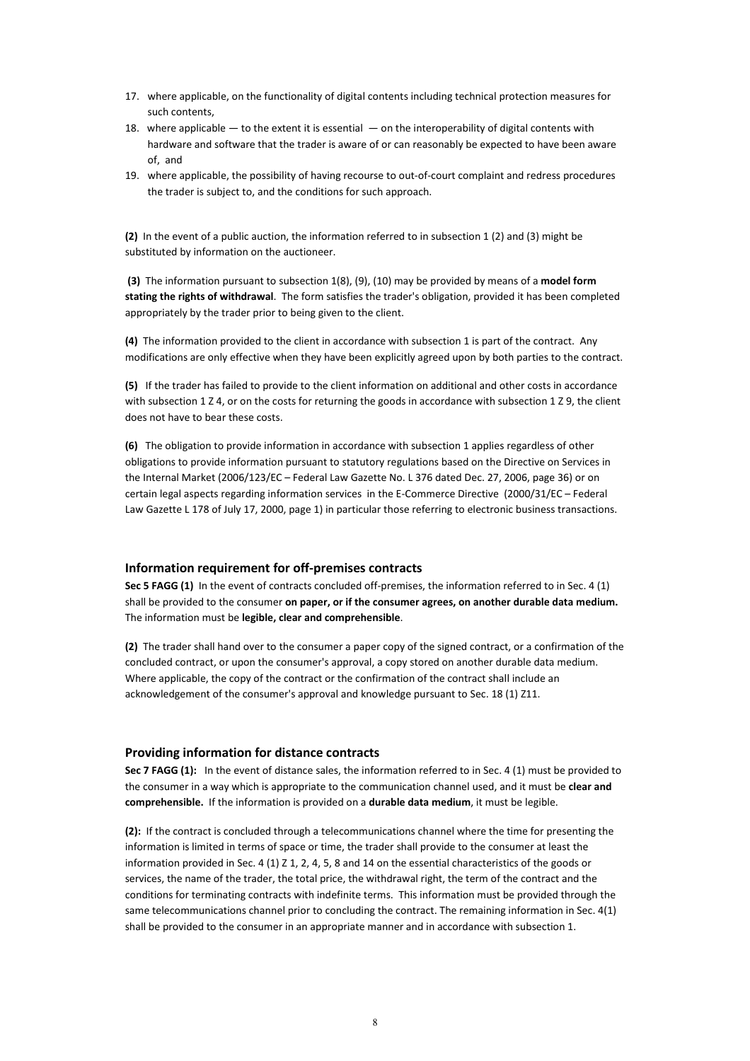17. where applicable, on the functionality of digital contents including technical protection measures for such contents,
18. where applicable — to the extent it is essential — on the interoperability of digital contents with hardware and software that the trader is aware of or can reasonably be expected to have been aware of, and
19. where applicable, the possibility of having recourse to out-of-court complaint and redress procedures the trader is subject to, and the conditions for such approach.

**(2)** In the event of a public auction, the information referred to in subsection 1 (2) and (3) might be substituted by information on the auctioneer.

**(3)** The information pursuant to subsection 1(8), (9), (10) may be provided by means of a **model form stating the rights of withdrawal**. The form satisfies the trader's obligation, provided it has been completed appropriately by the trader prior to being given to the client.

**(4)** The information provided to the client in accordance with subsection 1 is part of the contract. Any modifications are only effective when they have been explicitly agreed upon by both parties to the contract.

**(5)** If the trader has failed to provide to the client information on additional and other costs in accordance with subsection 1 Z 4, or on the costs for returning the goods in accordance with subsection 1 Z 9, the client does not have to bear these costs.

**(6)** The obligation to provide information in accordance with subsection 1 applies regardless of other obligations to provide information pursuant to statutory regulations based on the Directive on Services in the Internal Market (2006/123/EC – Federal Law Gazette No. L 376 dated Dec. 27, 2006, page 36) or on certain legal aspects regarding information services in the E-Commerce Directive (2000/31/EC – Federal Law Gazette L 178 of July 17, 2000, page 1) in particular those referring to electronic business transactions.

### Information requirement for off-premises contracts

**Sec 5 FAGG (1)** In the event of contracts concluded off-premises, the information referred to in Sec. 4 (1) shall be provided to the consumer **on paper, or if the consumer agrees, on another durable data medium.** The information must be **legible, clear and comprehensible**.

**(2)** The trader shall hand over to the consumer a paper copy of the signed contract, or a confirmation of the concluded contract, or upon the consumer's approval, a copy stored on another durable data medium. Where applicable, the copy of the contract or the confirmation of the contract shall include an acknowledgement of the consumer's approval and knowledge pursuant to Sec. 18 (1) Z11.

### Providing information for distance contracts

**Sec 7 FAGG (1):** In the event of distance sales, the information referred to in Sec. 4 (1) must be provided to the consumer in a way which is appropriate to the communication channel used, and it must be **clear and comprehensible.** If the information is provided on a **durable data medium**, it must be legible.

**(2):** If the contract is concluded through a telecommunications channel where the time for presenting the information is limited in terms of space or time, the trader shall provide to the consumer at least the information provided in Sec. 4 (1) Z 1, 2, 4, 5, 8 and 14 on the essential characteristics of the goods or services, the name of the trader, the total price, the withdrawal right, the term of the contract and the conditions for terminating contracts with indefinite terms. This information must be provided through the same telecommunications channel prior to concluding the contract. The remaining information in Sec. 4(1) shall be provided to the consumer in an appropriate manner and in accordance with subsection 1.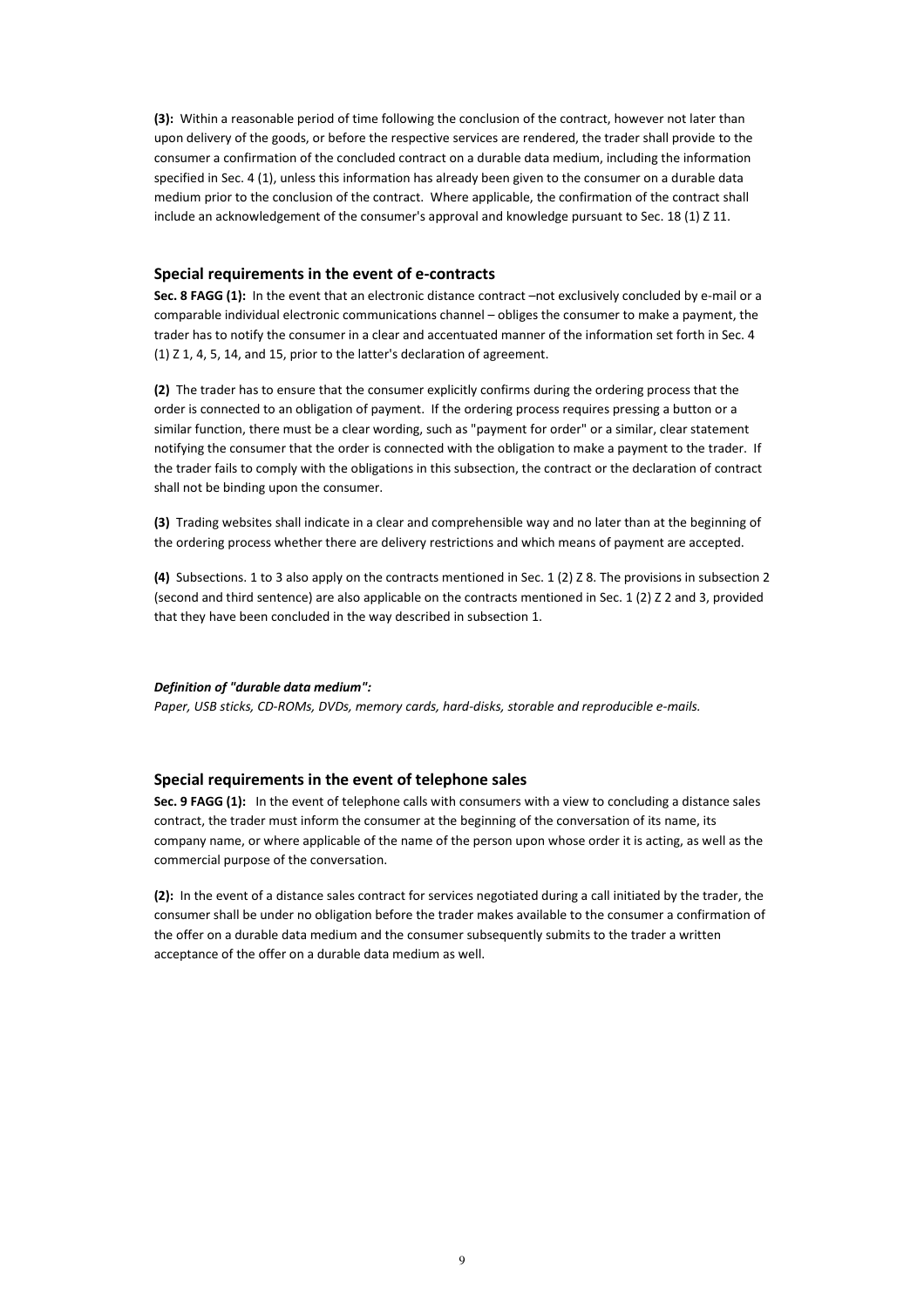**(3):** Within a reasonable period of time following the conclusion of the contract, however not later than upon delivery of the goods, or before the respective services are rendered, the trader shall provide to the consumer a confirmation of the concluded contract on a durable data medium, including the information specified in Sec. 4 (1), unless this information has already been given to the consumer on a durable data medium prior to the conclusion of the contract. Where applicable, the confirmation of the contract shall include an acknowledgement of the consumer's approval and knowledge pursuant to Sec. 18 (1) Z 11.

## Special requirements in the event of e-contracts

**Sec. 8 FAGG (1):** In the event that an electronic distance contract –not exclusively concluded by e-mail or a comparable individual electronic communications channel – obliges the consumer to make a payment, the trader has to notify the consumer in a clear and accentuated manner of the information set forth in Sec. 4 (1) Z 1, 4, 5, 14, and 15, prior to the latter's declaration of agreement.

**(2)** The trader has to ensure that the consumer explicitly confirms during the ordering process that the order is connected to an obligation of payment. If the ordering process requires pressing a button or a similar function, there must be a clear wording, such as "payment for order" or a similar, clear statement notifying the consumer that the order is connected with the obligation to make a payment to the trader. If the trader fails to comply with the obligations in this subsection, the contract or the declaration of contract shall not be binding upon the consumer.

**(3)** Trading websites shall indicate in a clear and comprehensible way and no later than at the beginning of the ordering process whether there are delivery restrictions and which means of payment are accepted.

**(4)** Subsections. 1 to 3 also apply on the contracts mentioned in Sec. 1 (2) Z 8. The provisions in subsection 2 (second and third sentence) are also applicable on the contracts mentioned in Sec. 1 (2) Z 2 and 3, provided that they have been concluded in the way described in subsection 1.

***Definition of "durable data medium":***

*Paper, USB sticks, CD-ROMs, DVDs, memory cards, hard-disks, storable and reproducible e-mails.*

## Special requirements in the event of telephone sales

**Sec. 9 FAGG (1):** In the event of telephone calls with consumers with a view to concluding a distance sales contract, the trader must inform the consumer at the beginning of the conversation of its name, its company name, or where applicable of the name of the person upon whose order it is acting, as well as the commercial purpose of the conversation.

**(2):** In the event of a distance sales contract for services negotiated during a call initiated by the trader, the consumer shall be under no obligation before the trader makes available to the consumer a confirmation of the offer on a durable data medium and the consumer subsequently submits to the trader a written acceptance of the offer on a durable data medium as well.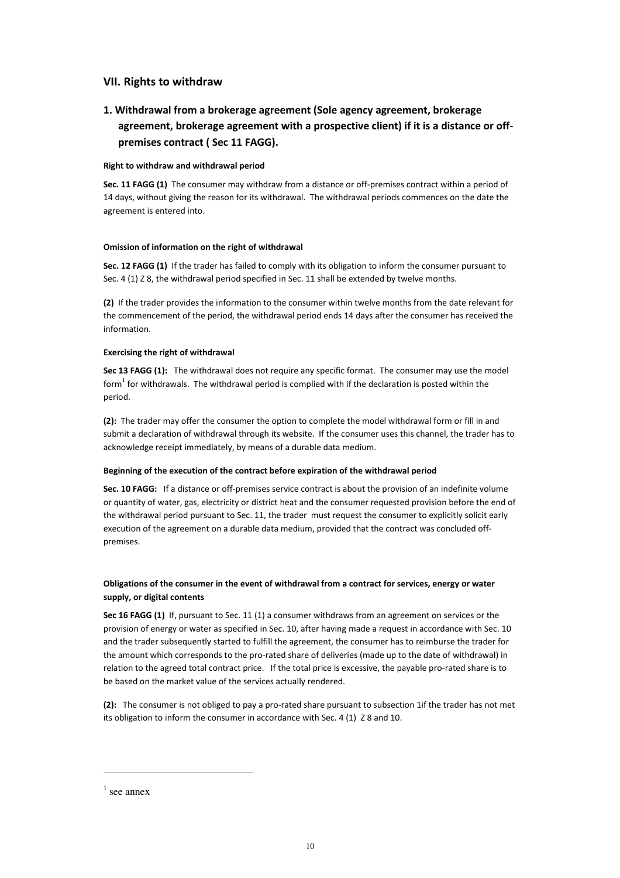## VII. Rights to withdraw

### 1. Withdrawal from a brokerage agreement (Sole agency agreement, brokerage agreement, brokerage agreement with a prospective client) if it is a distance or off-premises contract ( Sec 11 FAGG).

#### Right to withdraw and withdrawal period

**Sec. 11 FAGG (1)** The consumer may withdraw from a distance or off-premises contract within a period of 14 days, without giving the reason for its withdrawal. The withdrawal periods commences on the date the agreement is entered into.

#### Omission of information on the right of withdrawal

**Sec. 12 FAGG (1)** If the trader has failed to comply with its obligation to inform the consumer pursuant to Sec. 4 (1) Z 8, the withdrawal period specified in Sec. 11 shall be extended by twelve months.

**(2)** If the trader provides the information to the consumer within twelve months from the date relevant for the commencement of the period, the withdrawal period ends 14 days after the consumer has received the information.

#### Exercising the right of withdrawal

**Sec 13 FAGG (1):** The withdrawal does not require any specific format. The consumer may use the model form[1] for withdrawals. The withdrawal period is complied with if the declaration is posted within the period.

**(2):** The trader may offer the consumer the option to complete the model withdrawal form or fill in and submit a declaration of withdrawal through its website. If the consumer uses this channel, the trader has to acknowledge receipt immediately, by means of a durable data medium.

#### Beginning of the execution of the contract before expiration of the withdrawal period

**Sec. 10 FAGG:** If a distance or off-premises service contract is about the provision of an indefinite volume or quantity of water, gas, electricity or district heat and the consumer requested provision before the end of the withdrawal period pursuant to Sec. 11, the trader must request the consumer to explicitly solicit early execution of the agreement on a durable data medium, provided that the contract was concluded off-premises.

#### Obligations of the consumer in the event of withdrawal from a contract for services, energy or water supply, or digital contents

**Sec 16 FAGG (1)** If, pursuant to Sec. 11 (1) a consumer withdraws from an agreement on services or the provision of energy or water as specified in Sec. 10, after having made a request in accordance with Sec. 10 and the trader subsequently started to fulfill the agreement, the consumer has to reimburse the trader for the amount which corresponds to the pro-rated share of deliveries (made up to the date of withdrawal) in relation to the agreed total contract price. If the total price is excessive, the payable pro-rated share is to be based on the market value of the services actually rendered.

**(2):** The consumer is not obliged to pay a pro-rated share pursuant to subsection 1if the trader has not met its obligation to inform the consumer in accordance with Sec. 4 (1) Z 8 and 10.

---

[1] see annex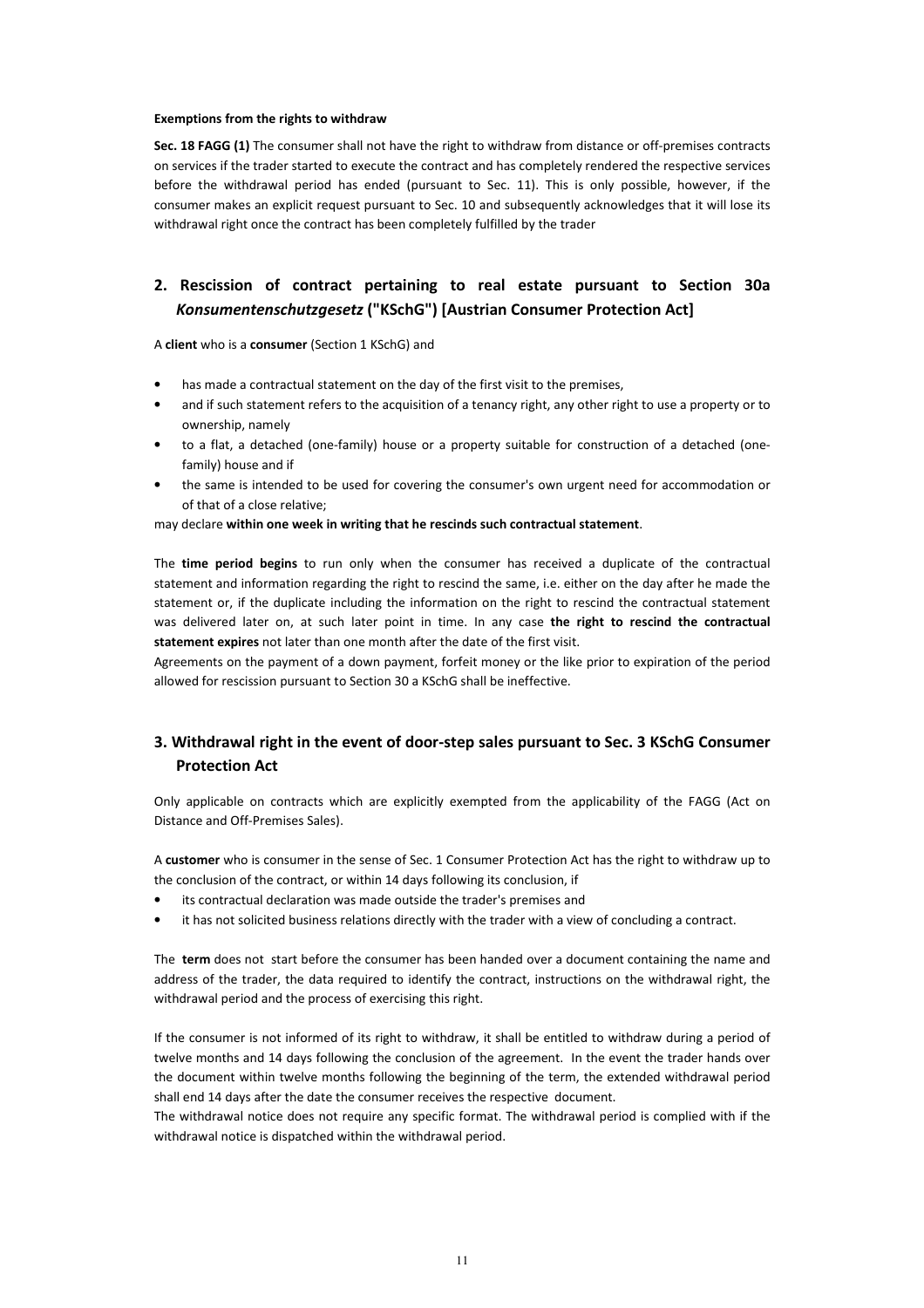**Exemptions from the rights to withdraw**

**Sec. 18 FAGG (1)** The consumer shall not have the right to withdraw from distance or off-premises contracts on services if the trader started to execute the contract and has completely rendered the respective services before the withdrawal period has ended (pursuant to Sec. 11). This is only possible, however, if the consumer makes an explicit request pursuant to Sec. 10 and subsequently acknowledges that it will lose its withdrawal right once the contract has been completely fulfilled by the trader

## 2. Rescission of contract pertaining to real estate pursuant to Section 30a *Konsumentenschutzgesetz* ("KSchG") [Austrian Consumer Protection Act]

A **client** who is a **consumer** (Section 1 KSchG) and

- has made a contractual statement on the day of the first visit to the premises,
- and if such statement refers to the acquisition of a tenancy right, any other right to use a property or to ownership, namely
- to a flat, a detached (one-family) house or a property suitable for construction of a detached (one-family) house and if
- the same is intended to be used for covering the consumer's own urgent need for accommodation or of that of a close relative;

may declare **within one week in writing that he rescinds such contractual statement**.

The **time period begins** to run only when the consumer has received a duplicate of the contractual statement and information regarding the right to rescind the same, i.e. either on the day after he made the statement or, if the duplicate including the information on the right to rescind the contractual statement was delivered later on, at such later point in time. In any case **the right to rescind the contractual statement expires** not later than one month after the date of the first visit.
Agreements on the payment of a down payment, forfeit money or the like prior to expiration of the period allowed for rescission pursuant to Section 30 a KSchG shall be ineffective.

## 3. Withdrawal right in the event of door-step sales pursuant to Sec. 3 KSchG Consumer Protection Act

Only applicable on contracts which are explicitly exempted from the applicability of the FAGG (Act on Distance and Off-Premises Sales).

A **customer** who is consumer in the sense of Sec. 1 Consumer Protection Act has the right to withdraw up to the conclusion of the contract, or within 14 days following its conclusion, if

- its contractual declaration was made outside the trader's premises and
- it has not solicited business relations directly with the trader with a view of concluding a contract.

The **term** does not start before the consumer has been handed over a document containing the name and address of the trader, the data required to identify the contract, instructions on the withdrawal right, the withdrawal period and the process of exercising this right.

If the consumer is not informed of its right to withdraw, it shall be entitled to withdraw during a period of twelve months and 14 days following the conclusion of the agreement. In the event the trader hands over the document within twelve months following the beginning of the term, the extended withdrawal period shall end 14 days after the date the consumer receives the respective document.
The withdrawal notice does not require any specific format. The withdrawal period is complied with if the withdrawal notice is dispatched within the withdrawal period.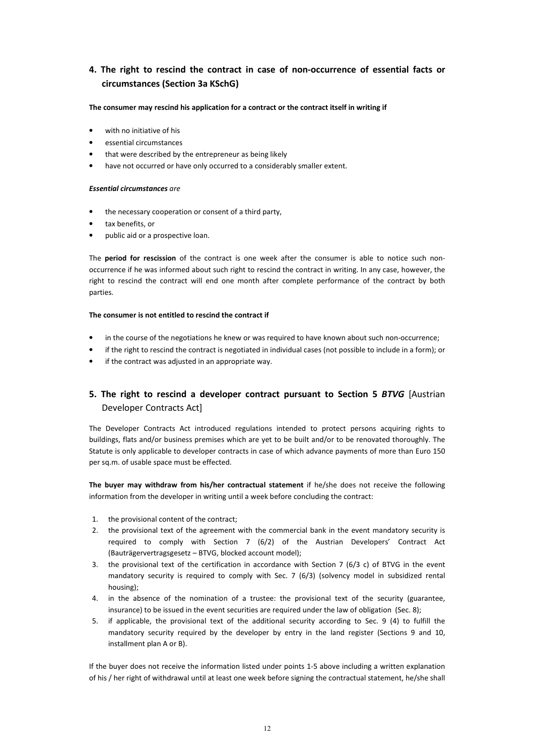## 4. The right to rescind the contract in case of non-occurrence of essential facts or circumstances (Section 3a KSchG)

**The consumer may rescind his application for a contract or the contract itself in writing if**

- with no initiative of his
- essential circumstances
- that were described by the entrepreneur as being likely
- have not occurred or have only occurred to a considerably smaller extent.

***Essential circumstances*** *are*

- the necessary cooperation or consent of a third party,
- tax benefits, or
- public aid or a prospective loan.

The **period for rescission** of the contract is one week after the consumer is able to notice such non-occurrence if he was informed about such right to rescind the contract in writing. In any case, however, the right to rescind the contract will end one month after complete performance of the contract by both parties.

**The consumer is not entitled to rescind the contract if**

- in the course of the negotiations he knew or was required to have known about such non-occurrence;
- if the right to rescind the contract is negotiated in individual cases (not possible to include in a form); or
- if the contract was adjusted in an appropriate way.

## 5. The right to rescind a developer contract pursuant to Section 5 *BTVG* [Austrian Developer Contracts Act]

The Developer Contracts Act introduced regulations intended to protect persons acquiring rights to buildings, flats and/or business premises which are yet to be built and/or to be renovated thoroughly. The Statute is only applicable to developer contracts in case of which advance payments of more than Euro 150 per sq.m. of usable space must be effected.

**The buyer may withdraw from his/her contractual statement** if he/she does not receive the following information from the developer in writing until a week before concluding the contract:

1. the provisional content of the contract;
2. the provisional text of the agreement with the commercial bank in the event mandatory security is required to comply with Section 7 (6/2) of the Austrian Developers' Contract Act (Bauträgervertragsgesetz – BTVG, blocked account model);
3. the provisional text of the certification in accordance with Section 7 (6/3 c) of BTVG in the event mandatory security is required to comply with Sec. 7 (6/3) (solvency model in subsidized rental housing);
4. in the absence of the nomination of a trustee: the provisional text of the security (guarantee, insurance) to be issued in the event securities are required under the law of obligation (Sec. 8);
5. if applicable, the provisional text of the additional security according to Sec. 9 (4) to fulfill the mandatory security required by the developer by entry in the land register (Sections 9 and 10, installment plan A or B).

If the buyer does not receive the information listed under points 1-5 above including a written explanation of his / her right of withdrawal until at least one week before signing the contractual statement, he/she shall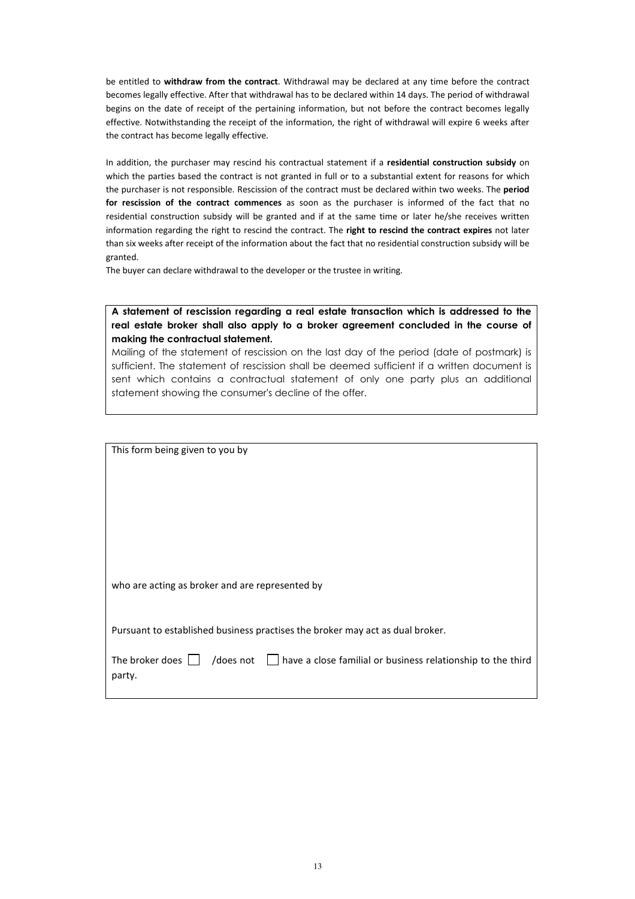be entitled to **withdraw from the contract**. Withdrawal may be declared at any time before the contract becomes legally effective. After that withdrawal has to be declared within 14 days. The period of withdrawal begins on the date of receipt of the pertaining information, but not before the contract becomes legally effective. Notwithstanding the receipt of the information, the right of withdrawal will expire 6 weeks after the contract has become legally effective.

In addition, the purchaser may rescind his contractual statement if a **residential construction subsidy** on which the parties based the contract is not granted in full or to a substantial extent for reasons for which the purchaser is not responsible. Rescission of the contract must be declared within two weeks. The **period for rescission of the contract commences** as soon as the purchaser is informed of the fact that no residential construction subsidy will be granted and if at the same time or later he/she receives written information regarding the right to rescind the contract. The **right to rescind the contract expires** not later than six weeks after receipt of the information about the fact that no residential construction subsidy will be granted.

The buyer can declare withdrawal to the developer or the trustee in writing.

**A statement of rescission regarding a real estate transaction which is addressed to the real estate broker shall also apply to a broker agreement concluded in the course of making the contractual statement.**

Mailing of the statement of rescission on the last day of the period (date of postmark) is sufficient. The statement of rescission shall be deemed sufficient if a written document is sent which contains a contractual statement of only one party plus an additional statement showing the consumer's decline of the offer.

This form being given to you by

who are acting as broker and are represented by

Pursuant to established business practises the broker may act as dual broker.

The broker does ☐ /does not ☐ have a close familial or business relationship to the third party.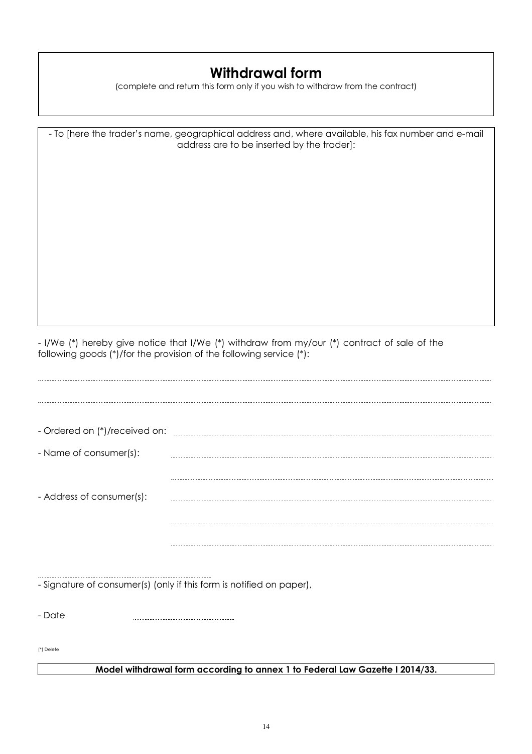# Withdrawal form

(complete and return this form only if you wish to withdraw from the contract)

- To [here the trader's name, geographical address and, where available, his fax number and e-mail address are to be inserted by the trader]:

- I/We (*) hereby give notice that I/We (*) withdraw from my/our (*) contract of sale of the following goods (*)/for the provision of the following service (*):

..........................................................................................................................................

..........................................................................................................................................

- Ordered on (*)/received on: ..........................................................................................

- Name of consumer(s): ..........................................................................................

..........................................................................................

- Address of consumer(s): ..........................................................................................

..........................................................................................

..........................................................................................

..........................................................

- Signature of consumer(s) (only if this form is notified on paper),

- Date ..............................

(*) Delete

**Model withdrawal form according to annex 1 to Federal Law Gazette I 2014/33.**